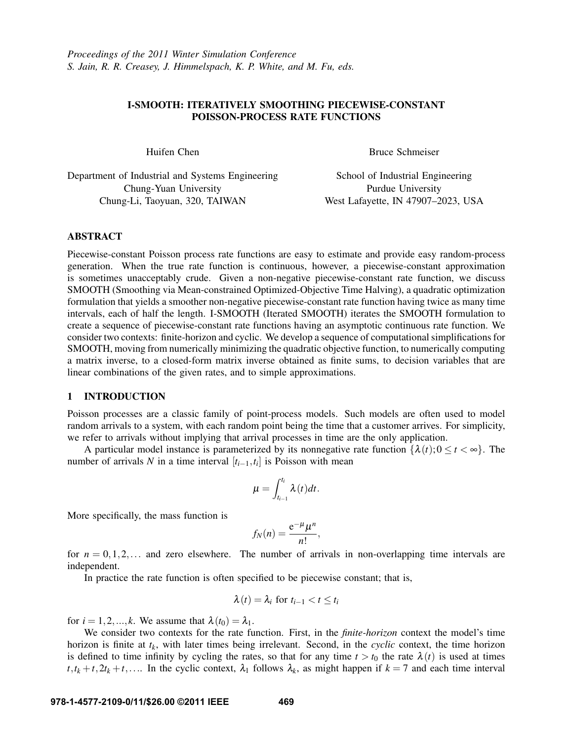*Proceedings of the 2011 Winter Simulation Conference*
*S. Jain, R. R. Creasey, J. Himmelspach, K. P. White, and M. Fu, eds.*

# I-SMOOTH: ITERATIVELY SMOOTHING PIECEWISE-CONSTANT POISSON-PROCESS RATE FUNCTIONS

Huifen Chen

Department of Industrial and Systems Engineering
Chung-Yuan University
Chung-Li, Taoyuan, 320, TAIWAN

Bruce Schmeiser

School of Industrial Engineering
Purdue University
West Lafayette, IN 47907–2023, USA

## ABSTRACT

Piecewise-constant Poisson process rate functions are easy to estimate and provide easy random-process generation. When the true rate function is continuous, however, a piecewise-constant approximation is sometimes unacceptably crude. Given a non-negative piecewise-constant rate function, we discuss SMOOTH (Smoothing via Mean-constrained Optimized-Objective Time Halving), a quadratic optimization formulation that yields a smoother non-negative piecewise-constant rate function having twice as many time intervals, each of half the length. I-SMOOTH (Iterated SMOOTH) iterates the SMOOTH formulation to create a sequence of piecewise-constant rate functions having an asymptotic continuous rate function. We consider two contexts: finite-horizon and cyclic. We develop a sequence of computational simplifications for SMOOTH, moving from numerically minimizing the quadratic objective function, to numerically computing a matrix inverse, to a closed-form matrix inverse obtained as finite sums, to decision variables that are linear combinations of the given rates, and to simple approximations.

## 1 INTRODUCTION

Poisson processes are a classic family of point-process models. Such models are often used to model random arrivals to a system, with each random point being the time that a customer arrives. For simplicity, we refer to arrivals without implying that arrival processes in time are the only application.

A particular model instance is parameterized by its nonnegative rate function $\{\lambda(t); 0 \le t < \infty\}$. The number of arrivals $N$ in a time interval $[t_{i-1}, t_i]$ is Poisson with mean

$$\mu = \int_{t_{i-1}}^{t_i} \lambda(t)dt.$$

More specifically, the mass function is

$$f_N(n) = \frac{e^{-\mu}\mu^n}{n!},$$

for $n = 0, 1, 2, \ldots$ and zero elsewhere. The number of arrivals in non-overlapping time intervals are independent.

In practice the rate function is often specified to be piecewise constant; that is,

$$\lambda(t) = \lambda_i \text{ for } t_{i-1} < t \le t_i$$

for $i = 1, 2, ..., k$. We assume that $\lambda(t_0) = \lambda_1$.

We consider two contexts for the rate function. First, in the *finite-horizon* context the model's time horizon is finite at $t_k$, with later times being irrelevant. Second, in the *cyclic* context, the time horizon is defined to time infinity by cycling the rates, so that for any time $t > t_0$ the rate $\lambda(t)$ is used at times $t, t_k + t, 2t_k + t, \ldots$. In the cyclic context, $\lambda_1$ follows $\lambda_k$, as might happen if $k = 7$ and each time interval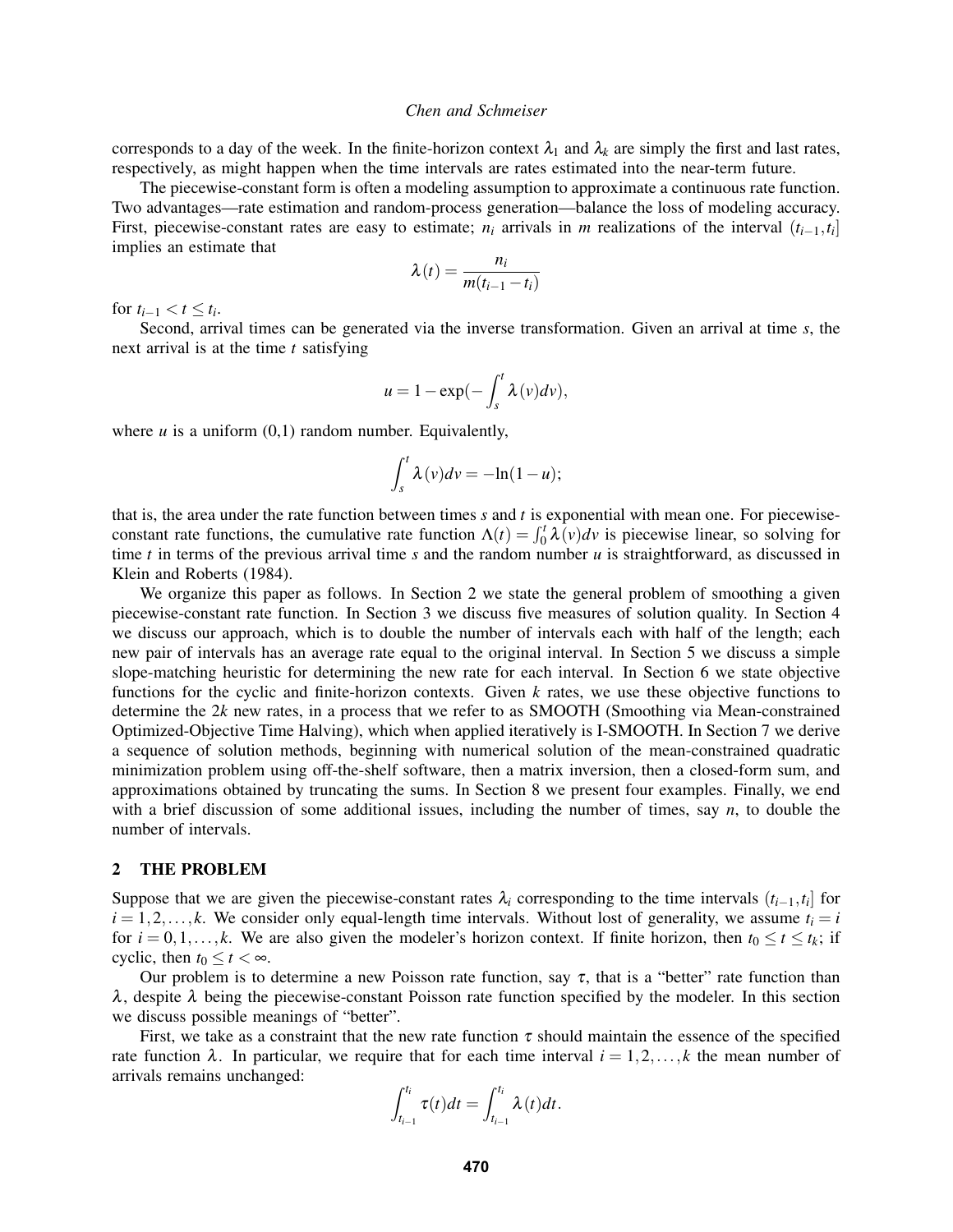corresponds to a day of the week. In the finite-horizon context $\lambda_1$ and $\lambda_k$ are simply the first and last rates, respectively, as might happen when the time intervals are rates estimated into the near-term future.

The piecewise-constant form is often a modeling assumption to approximate a continuous rate function. Two advantages—rate estimation and random-process generation—balance the loss of modeling accuracy. First, piecewise-constant rates are easy to estimate; $n_i$ arrivals in $m$ realizations of the interval $(t_{i-1}, t_i]$ implies an estimate that

$$\lambda(t) = \frac{n_i}{m(t_{i-1} - t_i)}$$

for $t_{i-1} < t \leq t_i$.

Second, arrival times can be generated via the inverse transformation. Given an arrival at time $s$, the next arrival is at the time $t$ satisfying

$$u = 1 - \exp(-\int_s^t \lambda(v)dv),$$

where $u$ is a uniform (0,1) random number. Equivalently,

$$\int_s^t \lambda(v)dv = -\ln(1-u);$$

that is, the area under the rate function between times $s$ and $t$ is exponential with mean one. For piecewise-constant rate functions, the cumulative rate function $\Lambda(t) = \int_0^t \lambda(v)dv$ is piecewise linear, so solving for time $t$ in terms of the previous arrival time $s$ and the random number $u$ is straightforward, as discussed in Klein and Roberts (1984).

We organize this paper as follows. In Section 2 we state the general problem of smoothing a given piecewise-constant rate function. In Section 3 we discuss five measures of solution quality. In Section 4 we discuss our approach, which is to double the number of intervals each with half of the length; each new pair of intervals has an average rate equal to the original interval. In Section 5 we discuss a simple slope-matching heuristic for determining the new rate for each interval. In Section 6 we state objective functions for the cyclic and finite-horizon contexts. Given $k$ rates, we use these objective functions to determine the $2k$ new rates, in a process that we refer to as SMOOTH (Smoothing via Mean-constrained Optimized-Objective Time Halving), which when applied iteratively is I-SMOOTH. In Section 7 we derive a sequence of solution methods, beginning with numerical solution of the mean-constrained quadratic minimization problem using off-the-shelf software, then a matrix inversion, then a closed-form sum, and approximations obtained by truncating the sums. In Section 8 we present four examples. Finally, we end with a brief discussion of some additional issues, including the number of times, say $n$, to double the number of intervals.

## 2 THE PROBLEM

Suppose that we are given the piecewise-constant rates $\lambda_i$ corresponding to the time intervals $(t_{i-1}, t_i]$ for $i = 1, 2, \ldots, k$. We consider only equal-length time intervals. Without lost of generality, we assume $t_i = i$ for $i = 0, 1, \ldots, k$. We are also given the modeler's horizon context. If finite horizon, then $t_0 \leq t \leq t_k$; if cyclic, then $t_0 \leq t < \infty$.

Our problem is to determine a new Poisson rate function, say $\tau$, that is a "better" rate function than $\lambda$, despite $\lambda$ being the piecewise-constant Poisson rate function specified by the modeler. In this section we discuss possible meanings of "better".

First, we take as a constraint that the new rate function $\tau$ should maintain the essence of the specified rate function $\lambda$. In particular, we require that for each time interval $i = 1, 2, \ldots, k$ the mean number of arrivals remains unchanged:

$$\int_{t_{i-1}}^{t_i} \tau(t)dt = \int_{t_{i-1}}^{t_i} \lambda(t)dt.$$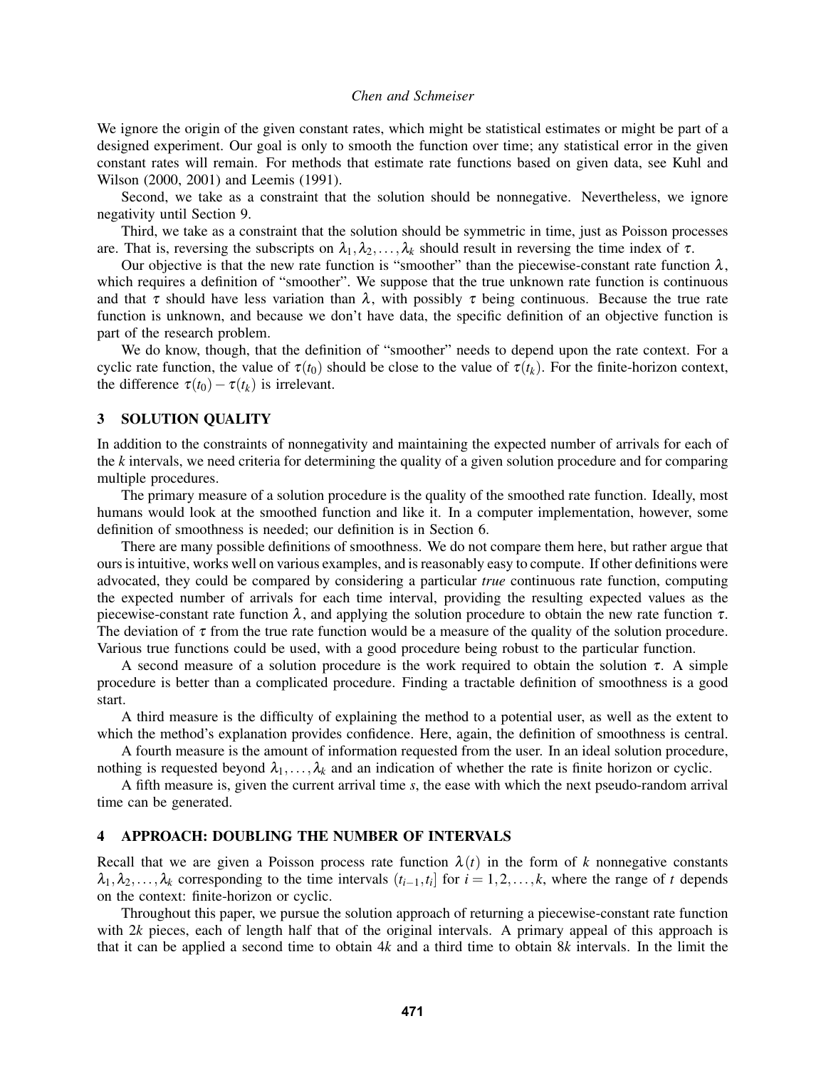We ignore the origin of the given constant rates, which might be statistical estimates or might be part of a designed experiment. Our goal is only to smooth the function over time; any statistical error in the given constant rates will remain. For methods that estimate rate functions based on given data, see Kuhl and Wilson (2000, 2001) and Leemis (1991).

Second, we take as a constraint that the solution should be nonnegative. Nevertheless, we ignore negativity until Section 9.

Third, we take as a constraint that the solution should be symmetric in time, just as Poisson processes are. That is, reversing the subscripts on $\lambda_1, \lambda_2, \ldots, \lambda_k$ should result in reversing the time index of $\tau$.

Our objective is that the new rate function is "smoother" than the piecewise-constant rate function $\lambda$, which requires a definition of "smoother". We suppose that the true unknown rate function is continuous and that $\tau$ should have less variation than $\lambda$, with possibly $\tau$ being continuous. Because the true rate function is unknown, and because we don't have data, the specific definition of an objective function is part of the research problem.

We do know, though, that the definition of "smoother" needs to depend upon the rate context. For a cyclic rate function, the value of $\tau(t_0)$ should be close to the value of $\tau(t_k)$. For the finite-horizon context, the difference $\tau(t_0) - \tau(t_k)$ is irrelevant.

## 3 SOLUTION QUALITY

In addition to the constraints of nonnegativity and maintaining the expected number of arrivals for each of the $k$ intervals, we need criteria for determining the quality of a given solution procedure and for comparing multiple procedures.

The primary measure of a solution procedure is the quality of the smoothed rate function. Ideally, most humans would look at the smoothed function and like it. In a computer implementation, however, some definition of smoothness is needed; our definition is in Section 6.

There are many possible definitions of smoothness. We do not compare them here, but rather argue that ours is intuitive, works well on various examples, and is reasonably easy to compute. If other definitions were advocated, they could be compared by considering a particular *true* continuous rate function, computing the expected number of arrivals for each time interval, providing the resulting expected values as the piecewise-constant rate function $\lambda$, and applying the solution procedure to obtain the new rate function $\tau$. The deviation of $\tau$ from the true rate function would be a measure of the quality of the solution procedure. Various true functions could be used, with a good procedure being robust to the particular function.

A second measure of a solution procedure is the work required to obtain the solution $\tau$. A simple procedure is better than a complicated procedure. Finding a tractable definition of smoothness is a good start.

A third measure is the difficulty of explaining the method to a potential user, as well as the extent to which the method's explanation provides confidence. Here, again, the definition of smoothness is central.

A fourth measure is the amount of information requested from the user. In an ideal solution procedure, nothing is requested beyond $\lambda_1, \ldots, \lambda_k$ and an indication of whether the rate is finite horizon or cyclic.

A fifth measure is, given the current arrival time $s$, the ease with which the next pseudo-random arrival time can be generated.

## 4 APPROACH: DOUBLING THE NUMBER OF INTERVALS

Recall that we are given a Poisson process rate function $\lambda(t)$ in the form of $k$ nonnegative constants $\lambda_1, \lambda_2, \ldots, \lambda_k$ corresponding to the time intervals $(t_{i-1}, t_i]$ for $i = 1, 2, \ldots, k$, where the range of $t$ depends on the context: finite-horizon or cyclic.

Throughout this paper, we pursue the solution approach of returning a piecewise-constant rate function with $2k$ pieces, each of length half that of the original intervals. A primary appeal of this approach is that it can be applied a second time to obtain $4k$ and a third time to obtain $8k$ intervals. In the limit the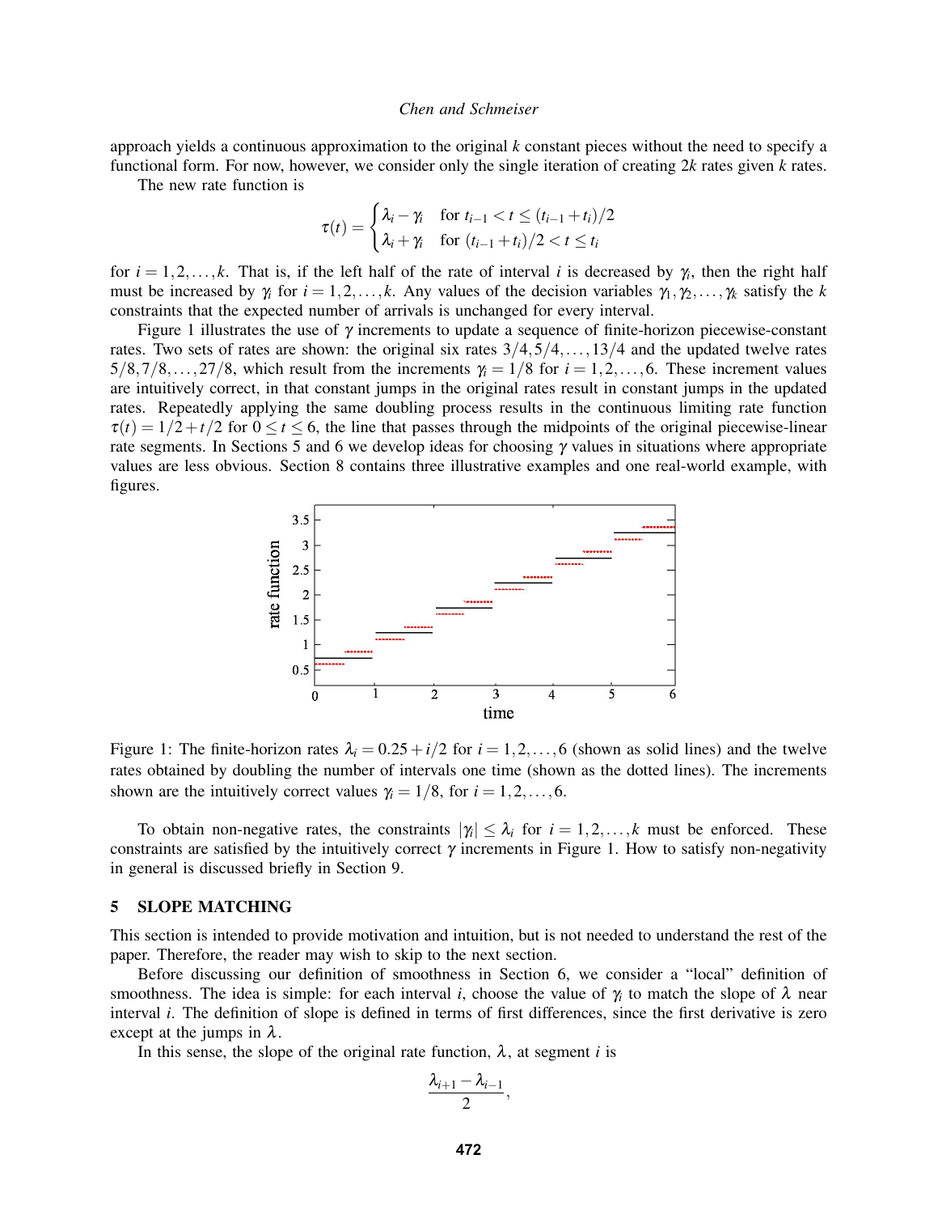approach yields a continuous approximation to the original $k$ constant pieces without the need to specify a functional form. For now, however, we consider only the single iteration of creating $2k$ rates given $k$ rates.

The new rate function is

$$\tau(t) = \begin{cases} \lambda_i - \gamma_i & \text{for } t_{i-1} < t \leq (t_{i-1} + t_i)/2 \\ \lambda_i + \gamma_i & \text{for } (t_{i-1} + t_i)/2 < t \leq t_i \end{cases}$$

for $i = 1, 2, \ldots, k$. That is, if the left half of the rate of interval $i$ is decreased by $\gamma_i$, then the right half must be increased by $\gamma_i$ for $i = 1, 2, \ldots, k$. Any values of the decision variables $\gamma_1, \gamma_2, \ldots, \gamma_k$ satisfy the $k$ constraints that the expected number of arrivals is unchanged for every interval.

Figure 1 illustrates the use of $\gamma$ increments to update a sequence of finite-horizon piecewise-constant rates. Two sets of rates are shown: the original six rates $3/4, 5/4, \ldots, 13/4$ and the updated twelve rates $5/8, 7/8, \ldots, 27/8$, which result from the increments $\gamma_i = 1/8$ for $i = 1, 2, \ldots, 6$. These increment values are intuitively correct, in that constant jumps in the original rates result in constant jumps in the updated rates. Repeatedly applying the same doubling process results in the continuous limiting rate function $\tau(t) = 1/2 + t/2$ for $0 \leq t \leq 6$, the line that passes through the midpoints of the original piecewise-linear rate segments. In Sections 5 and 6 we develop ideas for choosing $\gamma$ values in situations where appropriate values are less obvious. Section 8 contains three illustrative examples and one real-world example, with figures.

Figure 1: The finite-horizon rates $\lambda_i = 0.25 + i/2$ for $i = 1, 2, \ldots, 6$ (shown as solid lines) and the twelve rates obtained by doubling the number of intervals one time (shown as the dotted lines). The increments shown are the intuitively correct values $\gamma_i = 1/8$, for $i = 1, 2, \ldots, 6$.

To obtain non-negative rates, the constraints $|\gamma_i| \leq \lambda_i$ for $i = 1, 2, \ldots, k$ must be enforced. These constraints are satisfied by the intuitively correct $\gamma$ increments in Figure 1. How to satisfy non-negativity in general is discussed briefly in Section 9.

## 5 SLOPE MATCHING

This section is intended to provide motivation and intuition, but is not needed to understand the rest of the paper. Therefore, the reader may wish to skip to the next section.

Before discussing our definition of smoothness in Section 6, we consider a "local" definition of smoothness. The idea is simple: for each interval $i$, choose the value of $\gamma_i$ to match the slope of $\lambda$ near interval $i$. The definition of slope is defined in terms of first differences, since the first derivative is zero except at the jumps in $\lambda$.

In this sense, the slope of the original rate function, $\lambda$, at segment $i$ is

$$\frac{\lambda_{i+1} - \lambda_{i-1}}{2},$$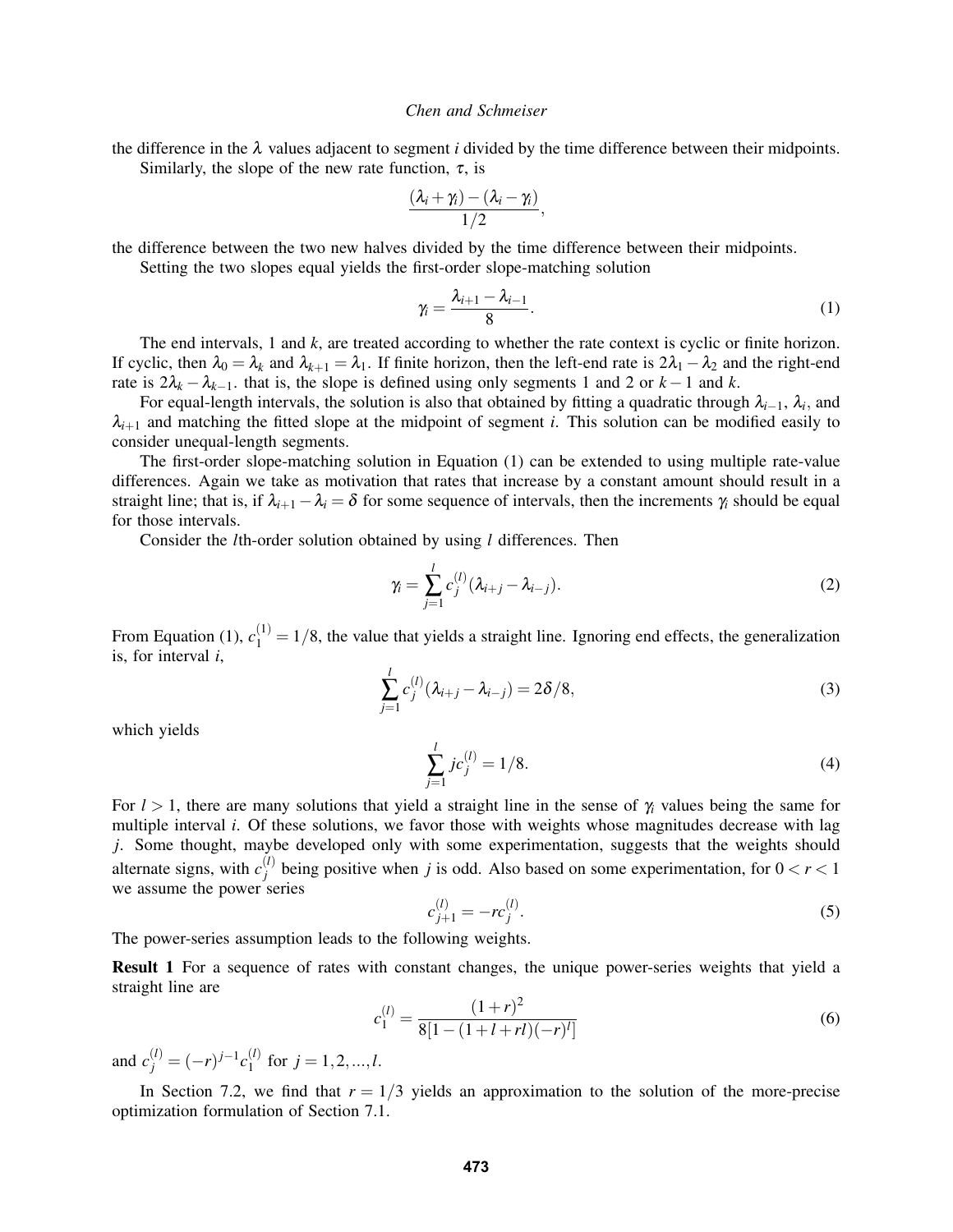the difference in the $\lambda$ values adjacent to segment $i$ divided by the time difference between their midpoints.

Similarly, the slope of the new rate function, $\tau$, is

$$\frac{(\lambda_i + \gamma_i) - (\lambda_i - \gamma_i)}{1/2},$$

the difference between the two new halves divided by the time difference between their midpoints.

Setting the two slopes equal yields the first-order slope-matching solution

$$\gamma_i = \frac{\lambda_{i+1} - \lambda_{i-1}}{8}. \tag{1}$$

The end intervals, 1 and $k$, are treated according to whether the rate context is cyclic or finite horizon. If cyclic, then $\lambda_0 = \lambda_k$ and $\lambda_{k+1} = \lambda_1$. If finite horizon, then the left-end rate is $2\lambda_1 - \lambda_2$ and the right-end rate is $2\lambda_k - \lambda_{k-1}$. that is, the slope is defined using only segments 1 and 2 or $k-1$ and $k$.

For equal-length intervals, the solution is also that obtained by fitting a quadratic through $\lambda_{i-1}$, $\lambda_i$, and $\lambda_{i+1}$ and matching the fitted slope at the midpoint of segment $i$. This solution can be modified easily to consider unequal-length segments.

The first-order slope-matching solution in Equation (1) can be extended to using multiple rate-value differences. Again we take as motivation that rates that increase by a constant amount should result in a straight line; that is, if $\lambda_{i+1} - \lambda_i = \delta$ for some sequence of intervals, then the increments $\gamma_i$ should be equal for those intervals.

Consider the $l$th-order solution obtained by using $l$ differences. Then

$$\gamma_i = \sum_{j=1}^{l} c_j^{(l)} (\lambda_{i+j} - \lambda_{i-j}). \tag{2}$$

From Equation (1), $c_1^{(1)} = 1/8$, the value that yields a straight line. Ignoring end effects, the generalization is, for interval $i$,

$$\sum_{j=1}^{l} c_j^{(l)} (\lambda_{i+j} - \lambda_{i-j}) = 2\delta/8, \tag{3}$$

which yields

$$\sum_{j=1}^{l} j c_j^{(l)} = 1/8. \tag{4}$$

For $l > 1$, there are many solutions that yield a straight line in the sense of $\gamma_i$ values being the same for multiple interval $i$. Of these solutions, we favor those with weights whose magnitudes decrease with lag $j$. Some thought, maybe developed only with some experimentation, suggests that the weights should alternate signs, with $c_j^{(l)}$ being positive when $j$ is odd. Also based on some experimentation, for $0 < r < 1$ we assume the power series

$$c_{j+1}^{(l)} = -r c_j^{(l)}. \tag{5}$$

The power-series assumption leads to the following weights.

**Result 1** For a sequence of rates with constant changes, the unique power-series weights that yield a straight line are

$$c_1^{(l)} = \frac{(1+r)^2}{8[1 - (1 + l + rl)(-r)^l]} \tag{6}$$

and $c_j^{(l)} = (-r)^{j-1} c_1^{(l)}$ for $j = 1, 2, \ldots, l$.

In Section 7.2, we find that $r = 1/3$ yields an approximation to the solution of the more-precise optimization formulation of Section 7.1.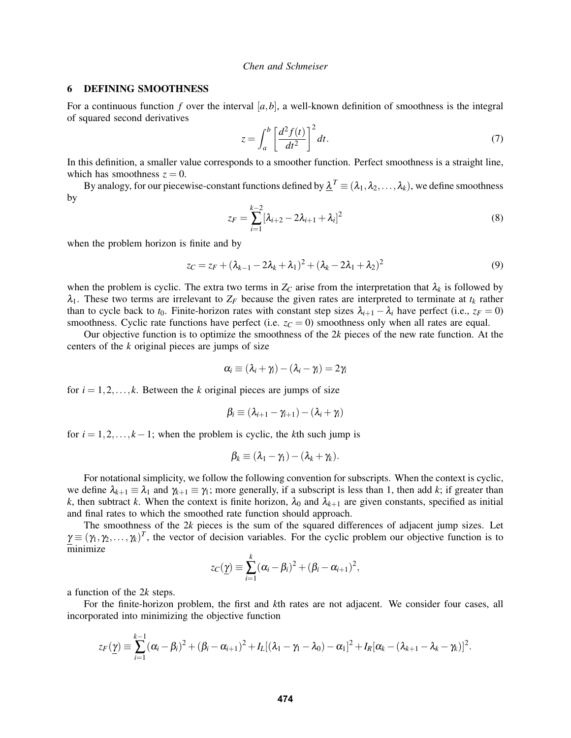## 6 DEFINING SMOOTHNESS

For a continuous function $f$ over the interval $[a,b]$, a well-known definition of smoothness is the integral of squared second derivatives

$$z = \int_a^b \left[\frac{d^2 f(t)}{dt^2}\right]^2 dt. \tag{7}$$

In this definition, a smaller value corresponds to a smoother function. Perfect smoothness is a straight line, which has smoothness $z = 0$.

By analogy, for our piecewise-constant functions defined by $\underline{\lambda}^T \equiv (\lambda_1, \lambda_2, \ldots, \lambda_k)$, we define smoothness by

$$z_F = \sum_{i=1}^{k-2} [\lambda_{i+2} - 2\lambda_{i+1} + \lambda_i]^2 \tag{8}$$

when the problem horizon is finite and by

$$z_C = z_F + (\lambda_{k-1} - 2\lambda_k + \lambda_1)^2 + (\lambda_k - 2\lambda_1 + \lambda_2)^2 \tag{9}$$

when the problem is cyclic. The extra two terms in $Z_C$ arise from the interpretation that $\lambda_k$ is followed by $\lambda_1$. These two terms are irrelevant to $Z_F$ because the given rates are interpreted to terminate at $t_k$ rather than to cycle back to $t_0$. Finite-horizon rates with constant step sizes $\lambda_{i+1} - \lambda_i$ have perfect (i.e., $z_F = 0$) smoothness. Cyclic rate functions have perfect (i.e. $z_C = 0$) smoothness only when all rates are equal.

Our objective function is to optimize the smoothness of the $2k$ pieces of the new rate function. At the centers of the $k$ original pieces are jumps of size

$$\alpha_i \equiv (\lambda_i + \gamma_i) - (\lambda_i - \gamma_i) = 2\gamma_i$$

for $i = 1, 2, \ldots, k$. Between the $k$ original pieces are jumps of size

$$\beta_i \equiv (\lambda_{i+1} - \gamma_{i+1}) - (\lambda_i + \gamma_i)$$

for $i = 1, 2, \ldots, k-1$; when the problem is cyclic, the $k$th such jump is

$$\beta_k \equiv (\lambda_1 - \gamma_1) - (\lambda_k + \gamma_k).$$

For notational simplicity, we follow the following convention for subscripts. When the context is cyclic, we define $\lambda_{k+1} \equiv \lambda_1$ and $\gamma_{k+1} \equiv \gamma_1$; more generally, if a subscript is less than 1, then add $k$; if greater than $k$, then subtract $k$. When the context is finite horizon, $\lambda_0$ and $\lambda_{k+1}$ are given constants, specified as initial and final rates to which the smoothed rate function should approach.

The smoothness of the $2k$ pieces is the sum of the squared differences of adjacent jump sizes. Let $\underline{\gamma} \equiv (\gamma_1, \gamma_2, \ldots, \gamma_k)^T$, the vector of decision variables. For the cyclic problem our objective function is to minimize

$$z_C(\underline{\gamma}) \equiv \sum_{i=1}^{k} (\alpha_i - \beta_i)^2 + (\beta_i - \alpha_{i+1})^2,$$

a function of the $2k$ steps.

For the finite-horizon problem, the first and $k$th rates are not adjacent. We consider four cases, all incorporated into minimizing the objective function

$$z_F(\underline{\gamma}) \equiv \sum_{i=1}^{k-1} (\alpha_i - \beta_i)^2 + (\beta_i - \alpha_{i+1})^2 + I_L[(\lambda_1 - \gamma_1 - \lambda_0) - \alpha_1]^2 + I_R[\alpha_k - (\lambda_{k+1} - \lambda_k - \gamma_k)]^2.$$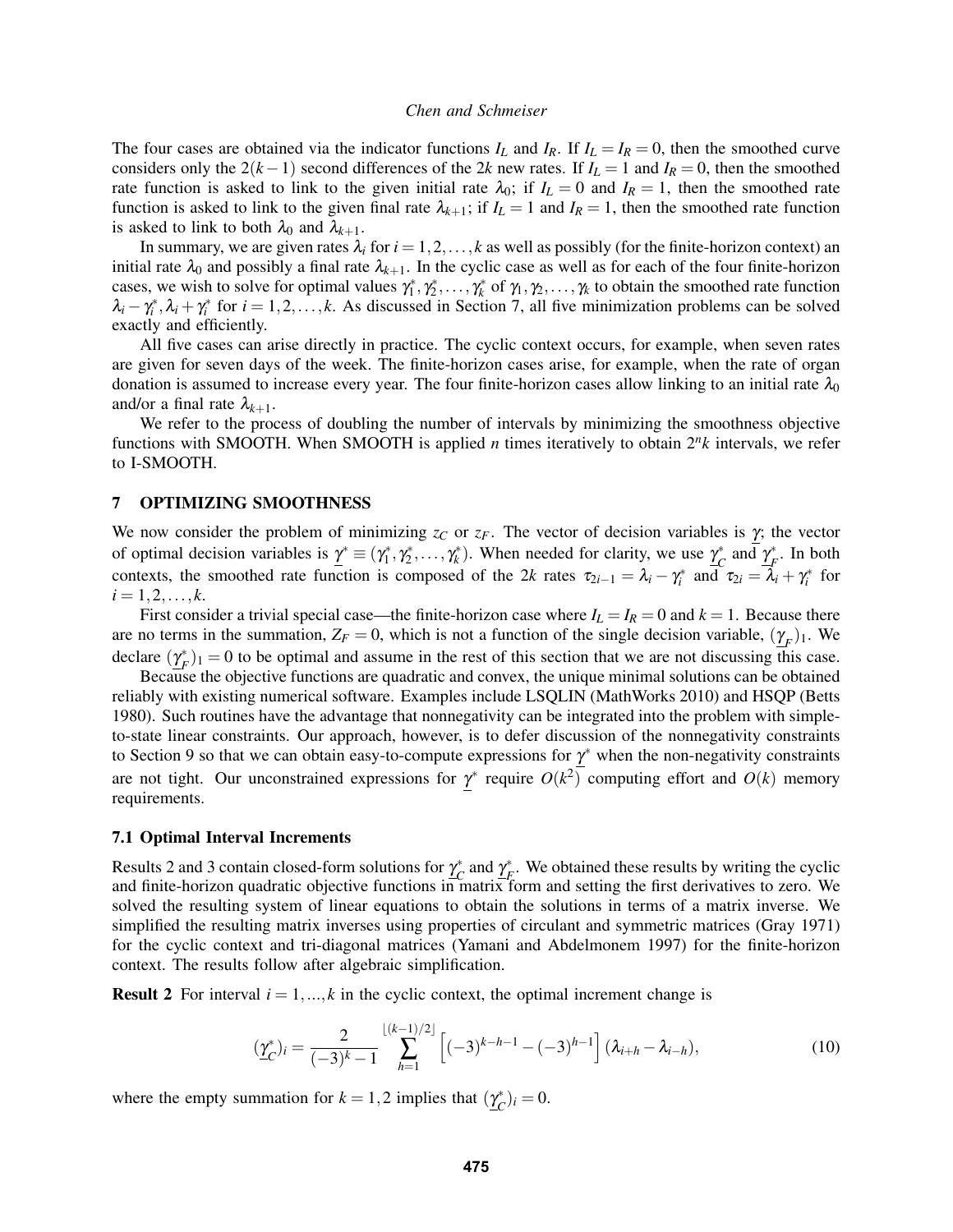The four cases are obtained via the indicator functions $I_L$ and $I_R$. If $I_L = I_R = 0$, then the smoothed curve considers only the $2(k-1)$ second differences of the $2k$ new rates. If $I_L = 1$ and $I_R = 0$, then the smoothed rate function is asked to link to the given initial rate $\lambda_0$; if $I_L = 0$ and $I_R = 1$, then the smoothed rate function is asked to link to the given final rate $\lambda_{k+1}$; if $I_L = 1$ and $I_R = 1$, then the smoothed rate function is asked to link to both $\lambda_0$ and $\lambda_{k+1}$.

In summary, we are given rates $\lambda_i$ for $i = 1, 2, \ldots, k$ as well as possibly (for the finite-horizon context) an initial rate $\lambda_0$ and possibly a final rate $\lambda_{k+1}$. In the cyclic case as well as for each of the four finite-horizon cases, we wish to solve for optimal values $\gamma_1^*, \gamma_2^*, \ldots, \gamma_k^*$ of $\gamma_1, \gamma_2, \ldots, \gamma_k$ to obtain the smoothed rate function $\lambda_i - \gamma_i^*, \lambda_i + \gamma_i^*$ for $i = 1, 2, \ldots, k$. As discussed in Section 7, all five minimization problems can be solved exactly and efficiently.

All five cases can arise directly in practice. The cyclic context occurs, for example, when seven rates are given for seven days of the week. The finite-horizon cases arise, for example, when the rate of organ donation is assumed to increase every year. The four finite-horizon cases allow linking to an initial rate $\lambda_0$ and/or a final rate $\lambda_{k+1}$.

We refer to the process of doubling the number of intervals by minimizing the smoothness objective functions with SMOOTH. When SMOOTH is applied $n$ times iteratively to obtain $2^n k$ intervals, we refer to I-SMOOTH.

## 7 OPTIMIZING SMOOTHNESS

We now consider the problem of minimizing $z_C$ or $z_F$. The vector of decision variables is $\gamma$; the vector of optimal decision variables is $\underline{\gamma}^* \equiv (\gamma_1^*, \gamma_2^*, \ldots, \gamma_k^*)$. When needed for clarity, we use $\underline{\gamma}_C^*$ and $\underline{\gamma}_F^*$. In both contexts, the smoothed rate function is composed of the $2k$ rates $\tau_{2i-1} = \lambda_i - \gamma_i^*$ and $\tau_{2i} = \lambda_i + \gamma_i^*$ for $i = 1, 2, \ldots, k$.

First consider a trivial special case—the finite-horizon case where $I_L = I_R = 0$ and $k = 1$. Because there are no terms in the summation, $Z_F = 0$, which is not a function of the single decision variable, $(\underline{\gamma}_F)_1$. We declare $(\underline{\gamma}_F^*)_1 = 0$ to be optimal and assume in the rest of this section that we are not discussing this case.

Because the objective functions are quadratic and convex, the unique minimal solutions can be obtained reliably with existing numerical software. Examples include LSQLIN (MathWorks 2010) and HSQP (Betts 1980). Such routines have the advantage that nonnegativity can be integrated into the problem with simple-to-state linear constraints. Our approach, however, is to defer discussion of the nonnegativity constraints to Section 9 so that we can obtain easy-to-compute expressions for $\underline{\gamma}^*$ when the non-negativity constraints are not tight. Our unconstrained expressions for $\underline{\gamma}^*$ require $O(k^2)$ computing effort and $O(k)$ memory requirements.

### 7.1 Optimal Interval Increments

Results 2 and 3 contain closed-form solutions for $\underline{\gamma}_C^*$ and $\underline{\gamma}_F^*$. We obtained these results by writing the cyclic and finite-horizon quadratic objective functions in matrix form and setting the first derivatives to zero. We solved the resulting system of linear equations to obtain the solutions in terms of a matrix inverse. We simplified the resulting matrix inverses using properties of circulant and symmetric matrices (Gray 1971) for the cyclic context and tri-diagonal matrices (Yamani and Abdelmonem 1997) for the finite-horizon context. The results follow after algebraic simplification.

**Result 2** For interval $i = 1, ..., k$ in the cyclic context, the optimal increment change is

$$(\underline{\gamma}_C^*)_i = \frac{2}{(-3)^k - 1} \sum_{h=1}^{\lfloor (k-1)/2 \rfloor} \left[ (-3)^{k-h-1} - (-3)^{h-1} \right] (\lambda_{i+h} - \lambda_{i-h}), \tag{10}$$

where the empty summation for $k = 1, 2$ implies that $(\underline{\gamma}_C^*)_i = 0$.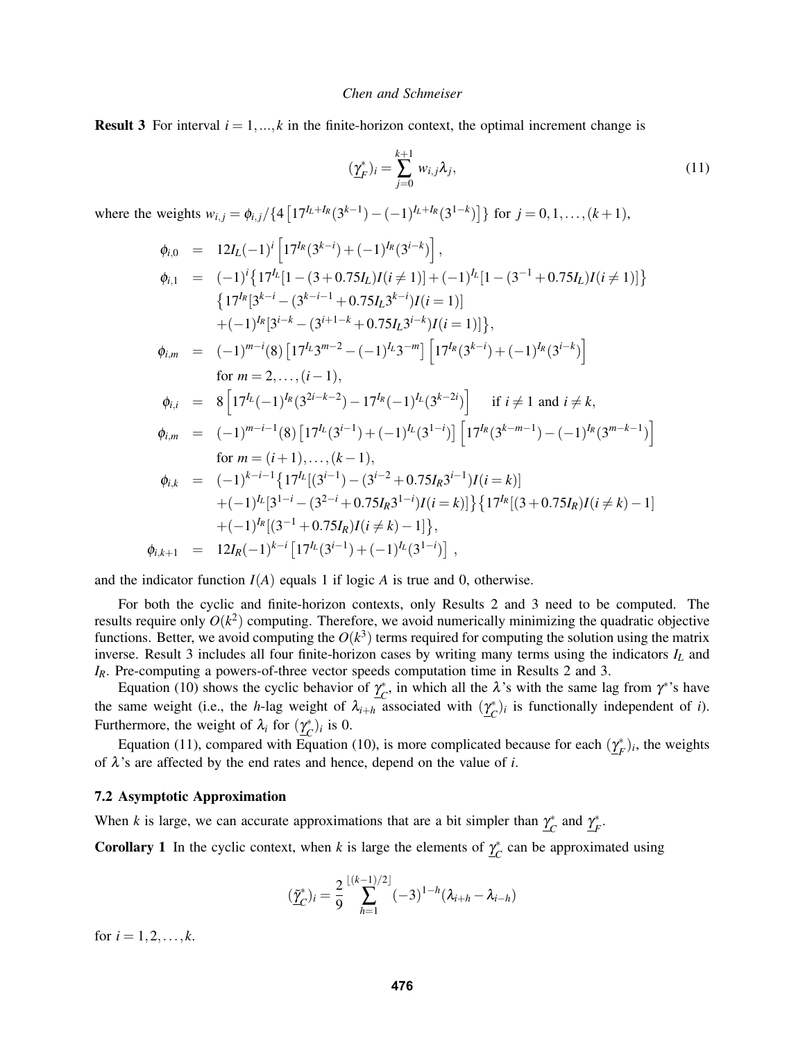**Result 3** For interval $i = 1, ..., k$ in the finite-horizon context, the optimal increment change is

$$(\underline{\gamma}_F^*)_i = \sum_{j=0}^{k+1} w_{i,j} \lambda_j, \tag{11}$$

where the weights $w_{i,j} = \phi_{i,j} / \{4\left[17^{I_L+I_R}(3^{k-1}) - (-1)^{I_L+I_R}(3^{1-k})\right]\}$ for $j = 0, 1, \ldots, (k+1)$,

$$
\begin{aligned}
\phi_{i,0} &= 12 I_L (-1)^i \left[17^{I_R}(3^{k-i}) + (-1)^{I_R}(3^{i-k})\right], \\
\phi_{i,1} &= (-1)^i \big\{17^{I_L}[1 - (3 + 0.75 I_L) I(i \neq 1)] + (-1)^{I_L}[1 - (3^{-1} + 0.75 I_L) I(i \neq 1)]\big\} \\
&\quad \big\{17^{I_R}[3^{k-i} - (3^{k-i-1} + 0.75 I_L 3^{k-i}) I(i = 1)] \\
&\quad + (-1)^{I_R}[3^{i-k} - (3^{i+1-k} + 0.75 I_L 3^{i-k}) I(i = 1)]\big\}, \\
\phi_{i,m} &= (-1)^{m-i}(8)\left[17^{I_L} 3^{m-2} - (-1)^{I_L} 3^{-m}\right]\left[17^{I_R}(3^{k-i}) + (-1)^{I_R}(3^{i-k})\right] \\
&\quad \text{for } m = 2, \ldots, (i-1), \\
\phi_{i,i} &= 8\left[17^{I_L}(-1)^{I_R}(3^{2i-k-2}) - 17^{I_R}(-1)^{I_L}(3^{k-2i})\right] \quad \text{if } i \neq 1 \text{ and } i \neq k, \\
\phi_{i,m} &= (-1)^{m-i-1}(8)\left[17^{I_L}(3^{i-1}) + (-1)^{I_L}(3^{1-i})\right]\left[17^{I_R}(3^{k-m-1}) - (-1)^{I_R}(3^{m-k-1})\right] \\
&\quad \text{for } m = (i+1), \ldots, (k-1), \\
\phi_{i,k} &= (-1)^{k-i-1}\big\{17^{I_L}[(3^{i-1}) - (3^{i-2} + 0.75 I_R 3^{i-1}) I(i = k)] \\
&\quad + (-1)^{I_L}[3^{1-i} - (3^{2-i} + 0.75 I_R 3^{1-i}) I(i = k)]\big\}\big\{17^{I_R}[(3 + 0.75 I_R) I(i \neq k) - 1] \\
&\quad + (-1)^{I_R}[(3^{-1} + 0.75 I_R) I(i \neq k) - 1]\big\}, \\
\phi_{i,k+1} &= 12 I_R (-1)^{k-i}\left[17^{I_L}(3^{i-1}) + (-1)^{I_L}(3^{1-i})\right],
\end{aligned}
$$

and the indicator function $I(A)$ equals 1 if logic $A$ is true and 0, otherwise.

For both the cyclic and finite-horizon contexts, only Results 2 and 3 need to be computed. The results require only $O(k^2)$ computing. Therefore, we avoid numerically minimizing the quadratic objective functions. Better, we avoid computing the $O(k^3)$ terms required for computing the solution using the matrix inverse. Result 3 includes all four finite-horizon cases by writing many terms using the indicators $I_L$ and $I_R$. Pre-computing a powers-of-three vector speeds computation time in Results 2 and 3.

Equation (10) shows the cyclic behavior of $\underline{\gamma}_C^*$, in which all the $\lambda$'s with the same lag from $\gamma^*$'s have the same weight (i.e., the $h$-lag weight of $\lambda_{i+h}$ associated with $(\underline{\gamma}_C^*)_i$ is functionally independent of $i$). Furthermore, the weight of $\lambda_i$ for $(\underline{\gamma}_C^*)_i$ is 0.

Equation (11), compared with Equation (10), is more complicated because for each $(\underline{\gamma}_F^*)_i$, the weights of $\lambda$'s are affected by the end rates and hence, depend on the value of $i$.

### 7.2 Asymptotic Approximation

When $k$ is large, we can accurate approximations that are a bit simpler than $\underline{\gamma}_C^*$ and $\underline{\gamma}_F^*$.

**Corollary 1** In the cyclic context, when $k$ is large the elements of $\underline{\gamma}_C^*$ can be approximated using

$$(\underline{\tilde{\gamma}}_C^*)_i = \frac{2}{9} \sum_{h=1}^{\lfloor (k-1)/2 \rfloor} (-3)^{1-h}(\lambda_{i+h} - \lambda_{i-h})$$

for $i = 1, 2, \ldots, k$.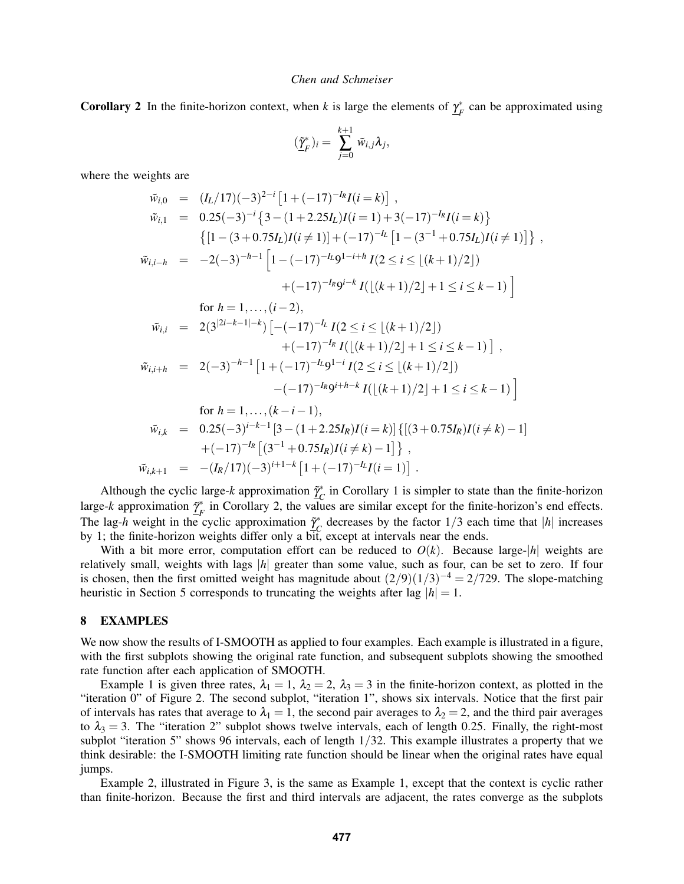**Corollary 2** In the finite-horizon context, when $k$ is large the elements of $\underline{\gamma}_F^*$ can be approximated using

$$(\underline{\tilde{\gamma}}_F^*)_i = \sum_{j=0}^{k+1} \tilde{w}_{i,j} \lambda_j,$$

where the weights are

$$
\begin{aligned}
\tilde{w}_{i,0} &= (I_L/17)(-3)^{2-i}\left[1 + (-17)^{-I_R} I(i=k)\right], \\
\tilde{w}_{i,1} &= 0.25(-3)^{-i}\left\{3 - (1 + 2.25 I_L) I(i=1) + 3(-17)^{-I_R} I(i=k)\right\} \\
&\quad \left\{\left[1 - (3 + 0.75 I_L) I(i \neq 1)\right] + (-17)^{-I_L}\left[1 - (3^{-1} + 0.75 I_L) I(i \neq 1)\right]\right\}, \\
\tilde{w}_{i,i-h} &= -2(-3)^{-h-1}\Big[1 - (-17)^{-I_L} 9^{1-i+h} I(2 \leq i \leq \lfloor (k+1)/2 \rfloor) \\
&\qquad + (-17)^{-I_R} 9^{i-k} I(\lfloor (k+1)/2 \rfloor + 1 \leq i \leq k-1)\Big] \\
&\quad \text{for } h = 1, \ldots, (i-2), \\
\tilde{w}_{i,i} &= 2(3^{|2i-k-1|-k})\left[-(-17)^{-I_L} I(2 \leq i \leq \lfloor (k+1)/2 \rfloor) \right. \\
&\qquad \left. + (-17)^{-I_R} I(\lfloor (k+1)/2 \rfloor + 1 \leq i \leq k-1)\right], \\
\tilde{w}_{i,i+h} &= 2(-3)^{-h-1}\left[1 + (-17)^{-I_L} 9^{1-i} I(2 \leq i \leq \lfloor (k+1)/2 \rfloor) \right. \\
&\qquad \left. - (-17)^{-I_R} 9^{i+h-k} I(\lfloor (k+1)/2 \rfloor + 1 \leq i \leq k-1)\right] \\
&\quad \text{for } h = 1, \ldots, (k-i-1), \\
\tilde{w}_{i,k} &= 0.25(-3)^{i-k-1}\left[3 - (1 + 2.25 I_R) I(i=k)\right]\left\{\left[(3 + 0.75 I_R) I(i \neq k) - 1\right] \right. \\
&\quad \left. + (-17)^{-I_R}\left[(3^{-1} + 0.75 I_R) I(i \neq k) - 1\right]\right\}, \\
\tilde{w}_{i,k+1} &= -(I_R/17)(-3)^{i+1-k}\left[1 + (-17)^{-I_L} I(i=1)\right].
\end{aligned}
$$

Although the cyclic large-$k$ approximation $\underline{\tilde{\gamma}}_C^*$ in Corollary 1 is simpler to state than the finite-horizon large-$k$ approximation $\underline{\tilde{\gamma}}_F^*$ in Corollary 2, the values are similar except for the finite-horizon's end effects. The lag-$h$ weight in the cyclic approximation $\underline{\tilde{\gamma}}_C^*$ decreases by the factor $1/3$ each time that $|h|$ increases by 1; the finite-horizon weights differ only a bit, except at intervals near the ends.

With a bit more error, computation effort can be reduced to $O(k)$. Because large-$|h|$ weights are relatively small, weights with lags $|h|$ greater than some value, such as four, can be set to zero. If four is chosen, then the first omitted weight has magnitude about $(2/9)(1/3)^{-4} = 2/729$. The slope-matching heuristic in Section 5 corresponds to truncating the weights after lag $|h| = 1$.

## 8 EXAMPLES

We now show the results of I-SMOOTH as applied to four examples. Each example is illustrated in a figure, with the first subplots showing the original rate function, and subsequent subplots showing the smoothed rate function after each application of SMOOTH.

Example 1 is given three rates, $\lambda_1 = 1$, $\lambda_2 = 2$, $\lambda_3 = 3$ in the finite-horizon context, as plotted in the "iteration 0" of Figure 2. The second subplot, "iteration 1", shows six intervals. Notice that the first pair of intervals has rates that average to $\lambda_1 = 1$, the second pair averages to $\lambda_2 = 2$, and the third pair averages to $\lambda_3 = 3$. The "iteration 2" subplot shows twelve intervals, each of length 0.25. Finally, the right-most subplot "iteration 5" shows 96 intervals, each of length $1/32$. This example illustrates a property that we think desirable: the I-SMOOTH limiting rate function should be linear when the original rates have equal jumps.

Example 2, illustrated in Figure 3, is the same as Example 1, except that the context is cyclic rather than finite-horizon. Because the first and third intervals are adjacent, the rates converge as the subplots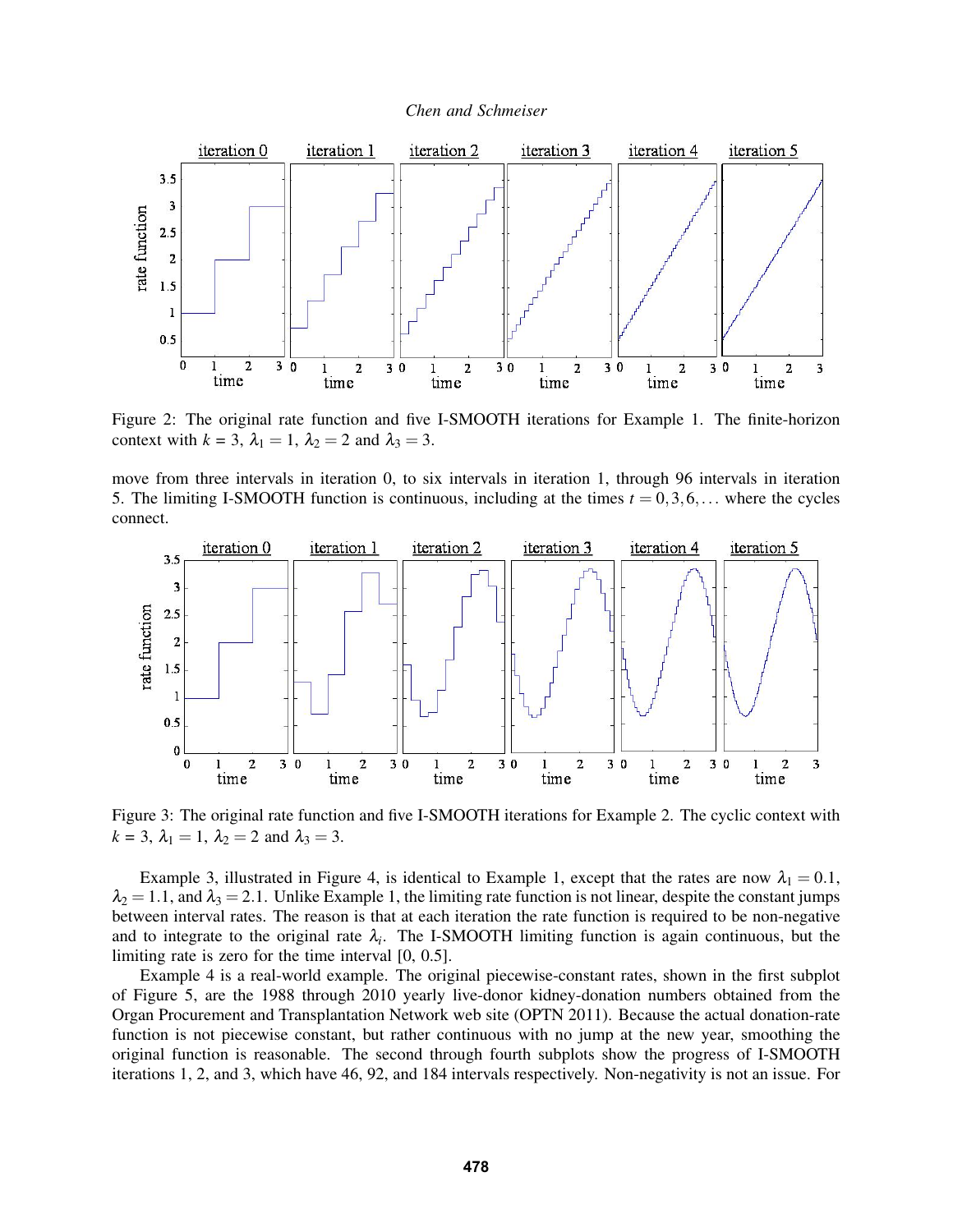Figure 2: The original rate function and five I-SMOOTH iterations for Example 1. The finite-horizon context with $k = 3$, $\lambda_1 = 1$, $\lambda_2 = 2$ and $\lambda_3 = 3$.

move from three intervals in iteration 0, to six intervals in iteration 1, through 96 intervals in iteration 5. The limiting I-SMOOTH function is continuous, including at the times $t = 0, 3, 6, \ldots$ where the cycles connect.

Figure 3: The original rate function and five I-SMOOTH iterations for Example 2. The cyclic context with $k = 3$, $\lambda_1 = 1$, $\lambda_2 = 2$ and $\lambda_3 = 3$.

Example 3, illustrated in Figure 4, is identical to Example 1, except that the rates are now $\lambda_1 = 0.1$, $\lambda_2 = 1.1$, and $\lambda_3 = 2.1$. Unlike Example 1, the limiting rate function is not linear, despite the constant jumps between interval rates. The reason is that at each iteration the rate function is required to be non-negative and to integrate to the original rate $\lambda_i$. The I-SMOOTH limiting function is again continuous, but the limiting rate is zero for the time interval [0, 0.5].

Example 4 is a real-world example. The original piecewise-constant rates, shown in the first subplot of Figure 5, are the 1988 through 2010 yearly live-donor kidney-donation numbers obtained from the Organ Procurement and Transplantation Network web site (OPTN 2011). Because the actual donation-rate function is not piecewise constant, but rather continuous with no jump at the new year, smoothing the original function is reasonable. The second through fourth subplots show the progress of I-SMOOTH iterations 1, 2, and 3, which have 46, 92, and 184 intervals respectively. Non-negativity is not an issue. For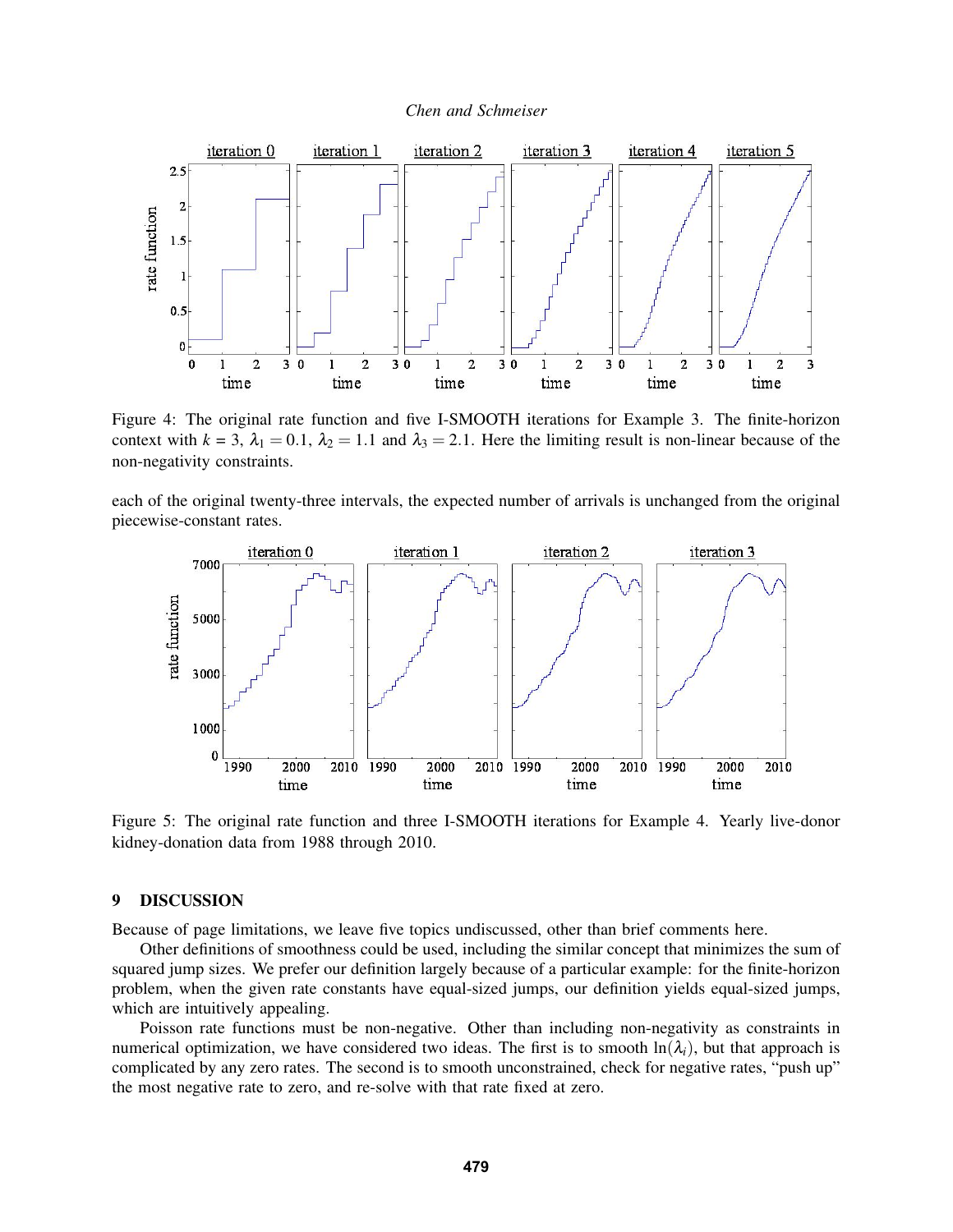Figure 4: The original rate function and five I-SMOOTH iterations for Example 3. The finite-horizon context with $k = 3$, $\lambda_1 = 0.1$, $\lambda_2 = 1.1$ and $\lambda_3 = 2.1$. Here the limiting result is non-linear because of the non-negativity constraints.

each of the original twenty-three intervals, the expected number of arrivals is unchanged from the original piecewise-constant rates.

Figure 5: The original rate function and three I-SMOOTH iterations for Example 4. Yearly live-donor kidney-donation data from 1988 through 2010.

## 9 DISCUSSION

Because of page limitations, we leave five topics undiscussed, other than brief comments here.

Other definitions of smoothness could be used, including the similar concept that minimizes the sum of squared jump sizes. We prefer our definition largely because of a particular example: for the finite-horizon problem, when the given rate constants have equal-sized jumps, our definition yields equal-sized jumps, which are intuitively appealing.

Poisson rate functions must be non-negative. Other than including non-negativity as constraints in numerical optimization, we have considered two ideas. The first is to smooth $\ln(\lambda_i)$, but that approach is complicated by any zero rates. The second is to smooth unconstrained, check for negative rates, "push up" the most negative rate to zero, and re-solve with that rate fixed at zero.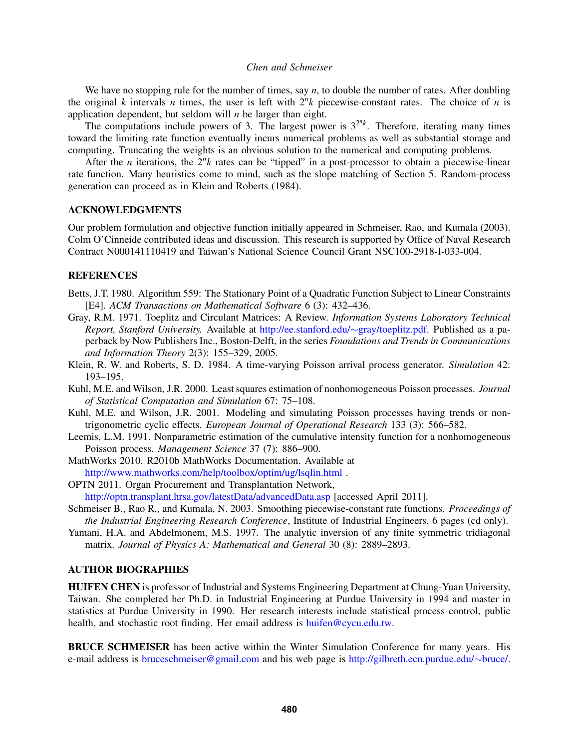We have no stopping rule for the number of times, say $n$, to double the number of rates. After doubling the original $k$ intervals $n$ times, the user is left with $2^n k$ piecewise-constant rates. The choice of $n$ is application dependent, but seldom will $n$ be larger than eight.

The computations include powers of 3. The largest power is $3^{2^n k}$. Therefore, iterating many times toward the limiting rate function eventually incurs numerical problems as well as substantial storage and computing. Truncating the weights is an obvious solution to the numerical and computing problems.

After the $n$ iterations, the $2^n k$ rates can be "tipped" in a post-processor to obtain a piecewise-linear rate function. Many heuristics come to mind, such as the slope matching of Section 5. Random-process generation can proceed as in Klein and Roberts (1984).

## ACKNOWLEDGMENTS

Our problem formulation and objective function initially appeared in Schmeiser, Rao, and Kumala (2003). Colm O'Cinneide contributed ideas and discussion. This research is supported by Office of Naval Research Contract N000141110419 and Taiwan's National Science Council Grant NSC100-2918-I-033-004.

## REFERENCES

Betts, J.T. 1980. Algorithm 559: The Stationary Point of a Quadratic Function Subject to Linear Constraints [E4]. *ACM Transactions on Mathematical Software* 6 (3): 432–436.

Gray, R.M. 1971. Toeplitz and Circulant Matrices: A Review. *Information Systems Laboratory Technical Report, Stanford University.* Available at http://ee.stanford.edu/∼gray/toeplitz.pdf. Published as a paperback by Now Publishers Inc., Boston-Delft, in the series *Foundations and Trends in Communications and Information Theory* 2(3): 155–329, 2005.

Klein, R. W. and Roberts, S. D. 1984. A time-varying Poisson arrival process generator. *Simulation* 42: 193–195.

Kuhl, M.E. and Wilson, J.R. 2000. Least squares estimation of nonhomogeneous Poisson processes. *Journal of Statistical Computation and Simulation* 67: 75–108.

Kuhl, M.E. and Wilson, J.R. 2001. Modeling and simulating Poisson processes having trends or nontrigonometric cyclic effects. *European Journal of Operational Research* 133 (3): 566–582.

Leemis, L.M. 1991. Nonparametric estimation of the cumulative intensity function for a nonhomogeneous Poisson process. *Management Science* 37 (7): 886–900.

MathWorks 2010. R2010b MathWorks Documentation. Available at http://www.mathworks.com/help/toolbox/optim/ug/lsqlin.html .

OPTN 2011. Organ Procurement and Transplantation Network, http://optn.transplant.hrsa.gov/latestData/advancedData.asp [accessed April 2011].

Schmeiser B., Rao R., and Kumala, N. 2003. Smoothing piecewise-constant rate functions. *Proceedings of the Industrial Engineering Research Conference*, Institute of Industrial Engineers, 6 pages (cd only).

Yamani, H.A. and Abdelmonem, M.S. 1997. The analytic inversion of any finite symmetric tridiagonal matrix. *Journal of Physics A: Mathematical and General* 30 (8): 2889–2893.

## AUTHOR BIOGRAPHIES

**HUIFEN CHEN** is professor of Industrial and Systems Engineering Department at Chung-Yuan University, Taiwan. She completed her Ph.D. in Industrial Engineering at Purdue University in 1994 and master in statistics at Purdue University in 1990. Her research interests include statistical process control, public health, and stochastic root finding. Her email address is huifen@cycu.edu.tw.

**BRUCE SCHMEISER** has been active within the Winter Simulation Conference for many years. His e-mail address is bruceschmeiser@gmail.com and his web page is http://gilbreth.ecn.purdue.edu/∼bruce/.